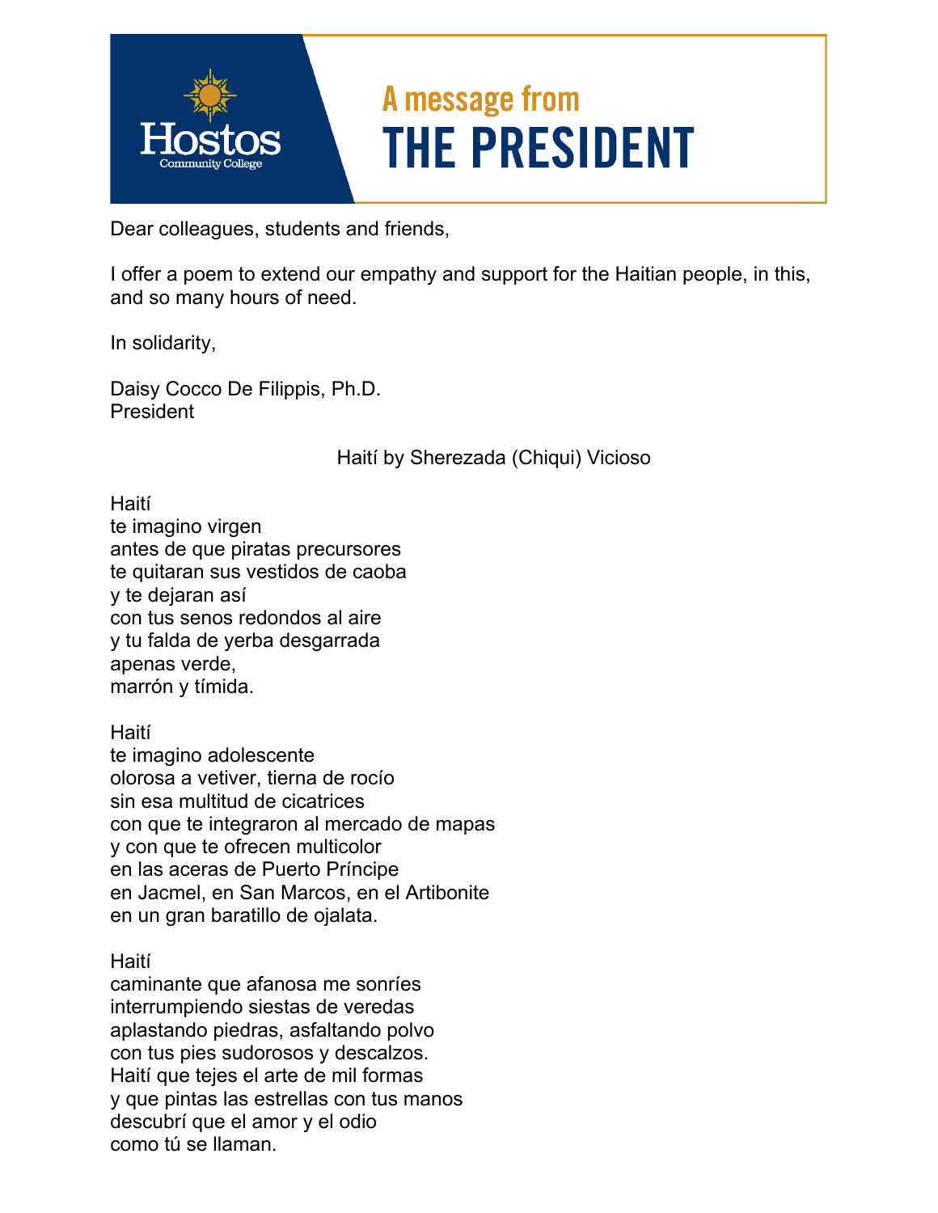# A message from THE PRESIDENT

Hostos Community College

Dear colleagues, students and friends,

I offer a poem to extend our empathy and support for the Haitian people, in this, and so many hours of need.

In solidarity,

Daisy Cocco De Filippis, Ph.D.  
President

Haití by Sherezada (Chiqui) Vicioso

Haití  
te imagino virgen  
antes de que piratas precursores  
te quitaran sus vestidos de caoba  
y te dejaran así  
con tus senos redondos al aire  
y tu falda de yerba desgarrada  
apenas verde,  
marrón y tímida.

Haití  
te imagino adolescente  
olorosa a vetiver, tierna de rocío  
sin esa multitud de cicatrices  
con que te integraron al mercado de mapas  
y con que te ofrecen multicolor  
en las aceras de Puerto Príncipe  
en Jacmel, en San Marcos, en el Artibonite  
en un gran baratillo de ojalata.

Haití  
caminante que afanosa me sonríes  
interrumpiendo siestas de veredas  
aplastando piedras, asfaltando polvo  
con tus pies sudorosos y descalzos.  
Haití que tejes el arte de mil formas  
y que pintas las estrellas con tus manos  
descubrí que el amor y el odio  
como tú se llaman.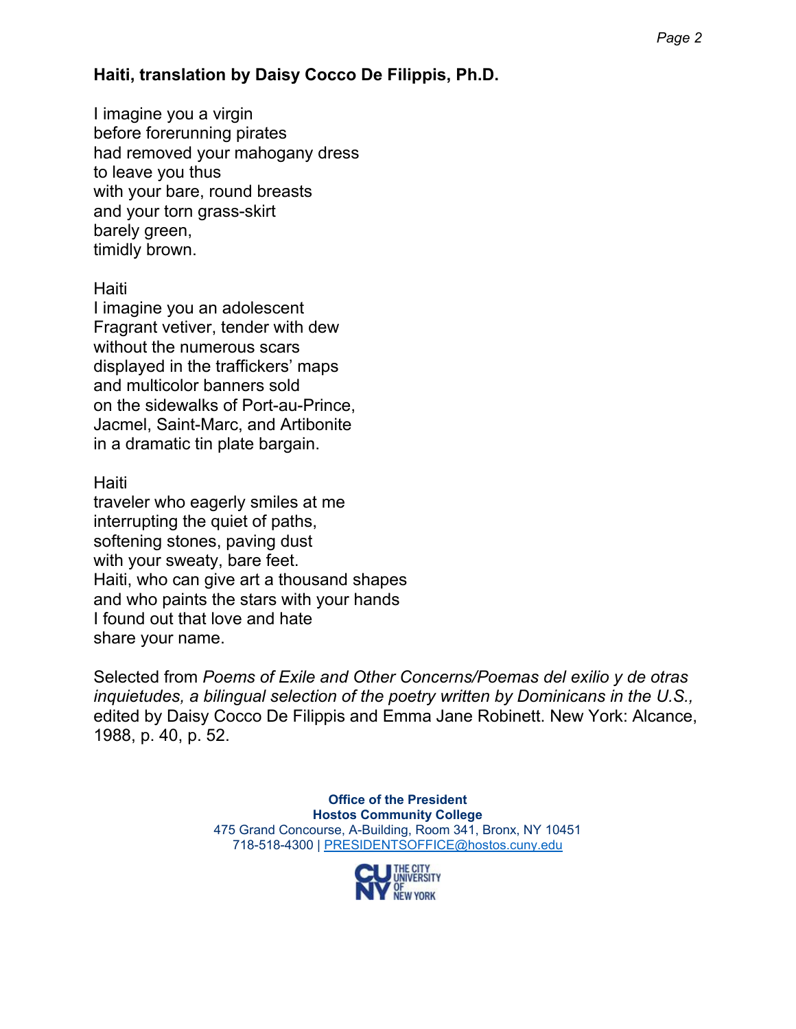**Haiti, translation by Daisy Cocco De Filippis, Ph.D.**

I imagine you a virgin
before forerunning pirates
had removed your mahogany dress
to leave you thus
with your bare, round breasts
and your torn grass-skirt
barely green,
timidly brown.

Haiti
I imagine you an adolescent
Fragrant vetiver, tender with dew
without the numerous scars
displayed in the traffickers' maps
and multicolor banners sold
on the sidewalks of Port-au-Prince,
Jacmel, Saint-Marc, and Artibonite
in a dramatic tin plate bargain.

Haiti
traveler who eagerly smiles at me
interrupting the quiet of paths,
softening stones, paving dust
with your sweaty, bare feet.
Haiti, who can give art a thousand shapes
and who paints the stars with your hands
I found out that love and hate
share your name.

Selected from *Poems of Exile and Other Concerns/Poemas del exilio y de otras inquietudes, a bilingual selection of the poetry written by Dominicans in the U.S.,* edited by Daisy Cocco De Filippis and Emma Jane Robinett. New York: Alcance, 1988, p. 40, p. 52.

**Office of the President**
**Hostos Community College**
475 Grand Concourse, A-Building, Room 341, Bronx, NY 10451
718-518-4300 | PRESIDENTSOFFICE@hostos.cuny.edu

THE CITY UNIVERSITY OF NEW YORK